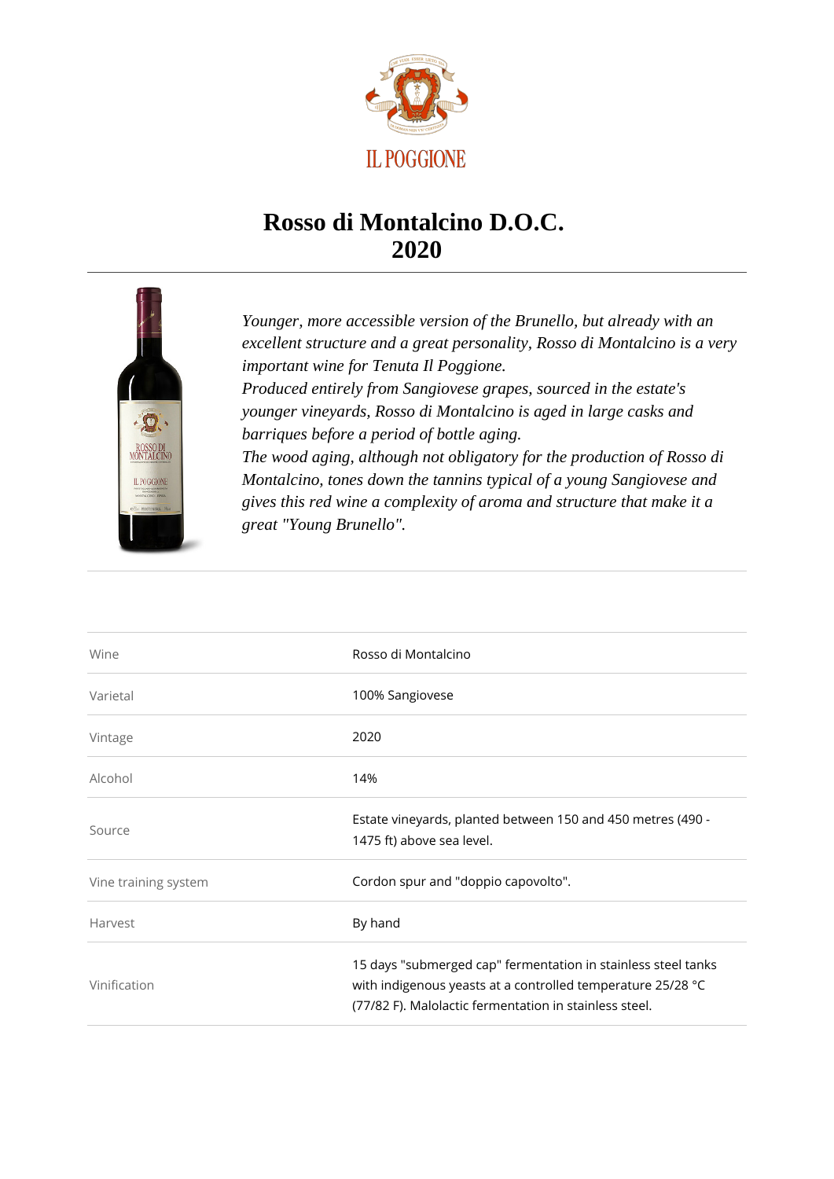IL POGGIONE

# Rosso di Montalcino D.O.C.
# 2020

*Younger, more accessible version of the Brunello, but already with an excellent structure and a great personality, Rosso di Montalcino is a very important wine for Tenuta Il Poggione.*
*Produced entirely from Sangiovese grapes, sourced in the estate's younger vineyards, Rosso di Montalcino is aged in large casks and barriques before a period of bottle aging.*
*The wood aging, although not obligatory for the production of Rosso di Montalcino, tones down the tannins typical of a young Sangiovese and gives this red wine a complexity of aroma and structure that make it a great "Young Brunello".*

| | |
|---|---|
| Wine | Rosso di Montalcino |
| Varietal | 100% Sangiovese |
| Vintage | 2020 |
| Alcohol | 14% |
| Source | Estate vineyards, planted between 150 and 450 metres (490 - 1475 ft) above sea level. |
| Vine training system | Cordon spur and "doppio capovolto". |
| Harvest | By hand |
| Vinification | 15 days "submerged cap" fermentation in stainless steel tanks with indigenous yeasts at a controlled temperature 25/28 °C (77/82 F). Malolactic fermentation in stainless steel. |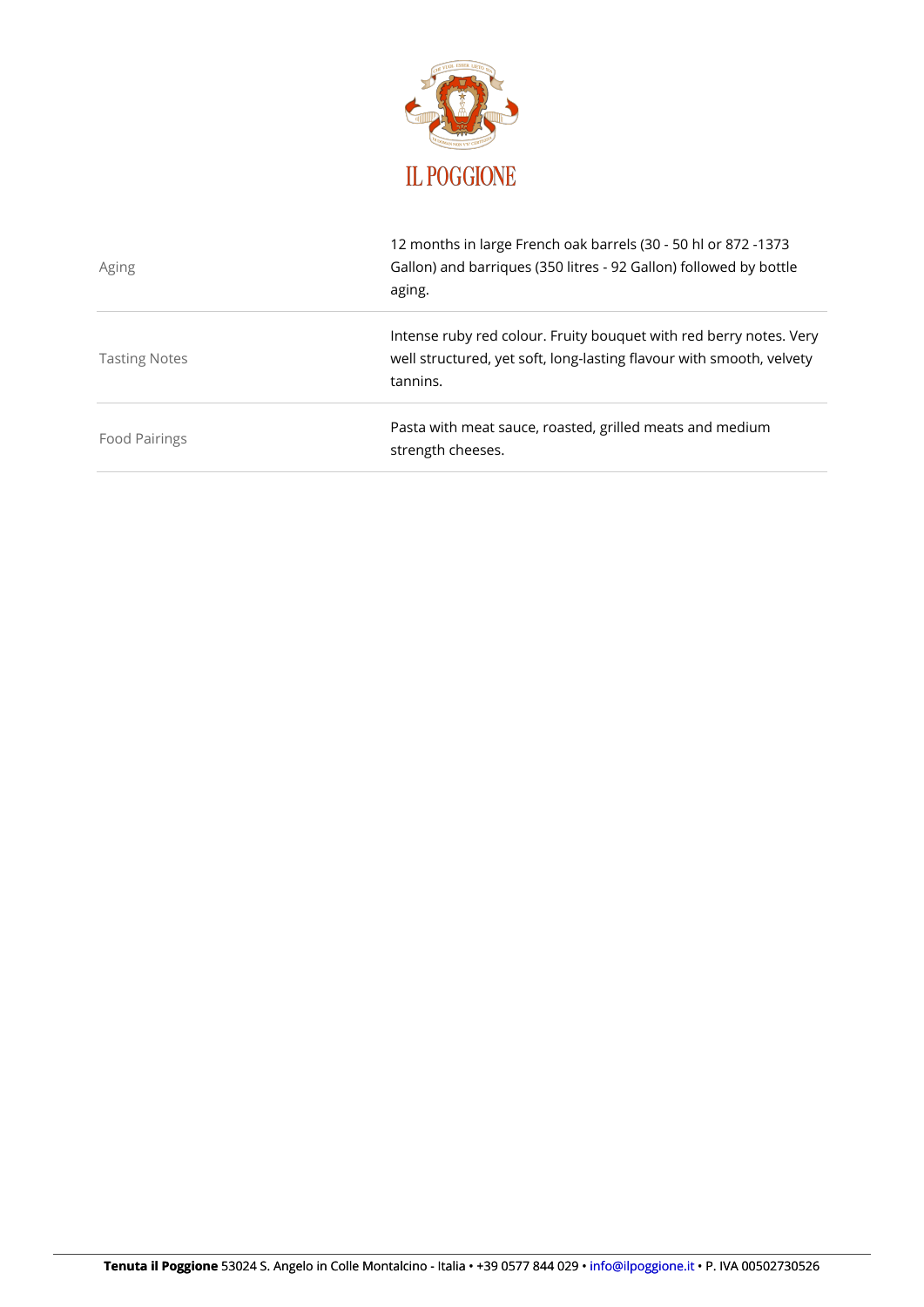IL POGGIONE

| | |
|---|---|
| Aging | 12 months in large French oak barrels (30 - 50 hl or 872 -1373 Gallon) and barriques (350 litres - 92 Gallon) followed by bottle aging. |
| Tasting Notes | Intense ruby red colour. Fruity bouquet with red berry notes. Very well structured, yet soft, long-lasting flavour with smooth, velvety tannins. |
| Food Pairings | Pasta with meat sauce, roasted, grilled meats and medium strength cheeses. |